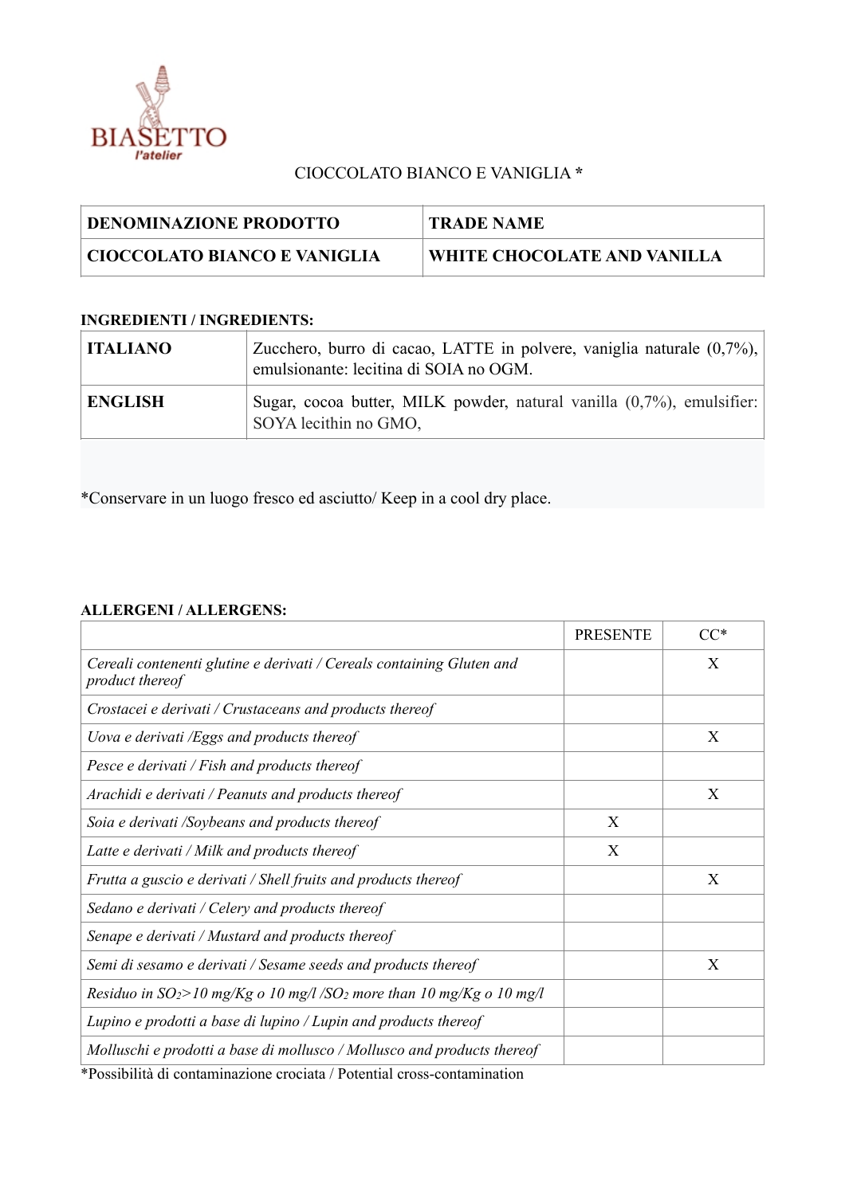BIASETTO
l'atelier

CIOCCOLATO BIANCO E VANIGLIA *

| **DENOMINAZIONE PRODOTTO** | **TRADE NAME** |
|---|---|
| **CIOCCOLATO BIANCO E VANIGLIA** | **WHITE CHOCOLATE AND VANILLA** |

**INGREDIENTI / INGREDIENTS:**

| | |
|---|---|
| **ITALIANO** | Zucchero, burro di cacao, LATTE in polvere, vaniglia naturale (0,7%), emulsionante: lecitina di SOIA no OGM. |
| **ENGLISH** | Sugar, cocoa butter, MILK powder, natural vanilla (0,7%), emulsifier: SOYA lecithin no GMO, |

*Conservare in un luogo fresco ed asciutto/ Keep in a cool dry place.

**ALLERGENI / ALLERGENS:**

| | PRESENTE | CC* |
|---|---|---|
| *Cereali contenenti glutine e derivati / Cereals containing Gluten and product thereof* | | X |
| *Crostacei e derivati / Crustaceans and products thereof* | | |
| *Uova e derivati /Eggs and products thereof* | | X |
| *Pesce e derivati / Fish and products thereof* | | |
| *Arachidi e derivati / Peanuts and products thereof* | | X |
| *Soia e derivati /Soybeans and products thereof* | X | |
| *Latte e derivati / Milk and products thereof* | X | |
| *Frutta a guscio e derivati / Shell fruits and products thereof* | | X |
| *Sedano e derivati / Celery and products thereof* | | |
| *Senape e derivati / Mustard and products thereof* | | |
| *Semi di sesamo e derivati / Sesame seeds and products thereof* | | X |
| *Residuo in $SO_2$>10 mg/Kg o 10 mg/l /$SO_2$ more than 10 mg/Kg o 10 mg/l* | | |
| *Lupino e prodotti a base di lupino / Lupin and products thereof* | | |
| *Molluschi e prodotti a base di mollusco / Mollusco and products thereof* | | |

*Possibilità di contaminazione crociata / Potential cross-contamination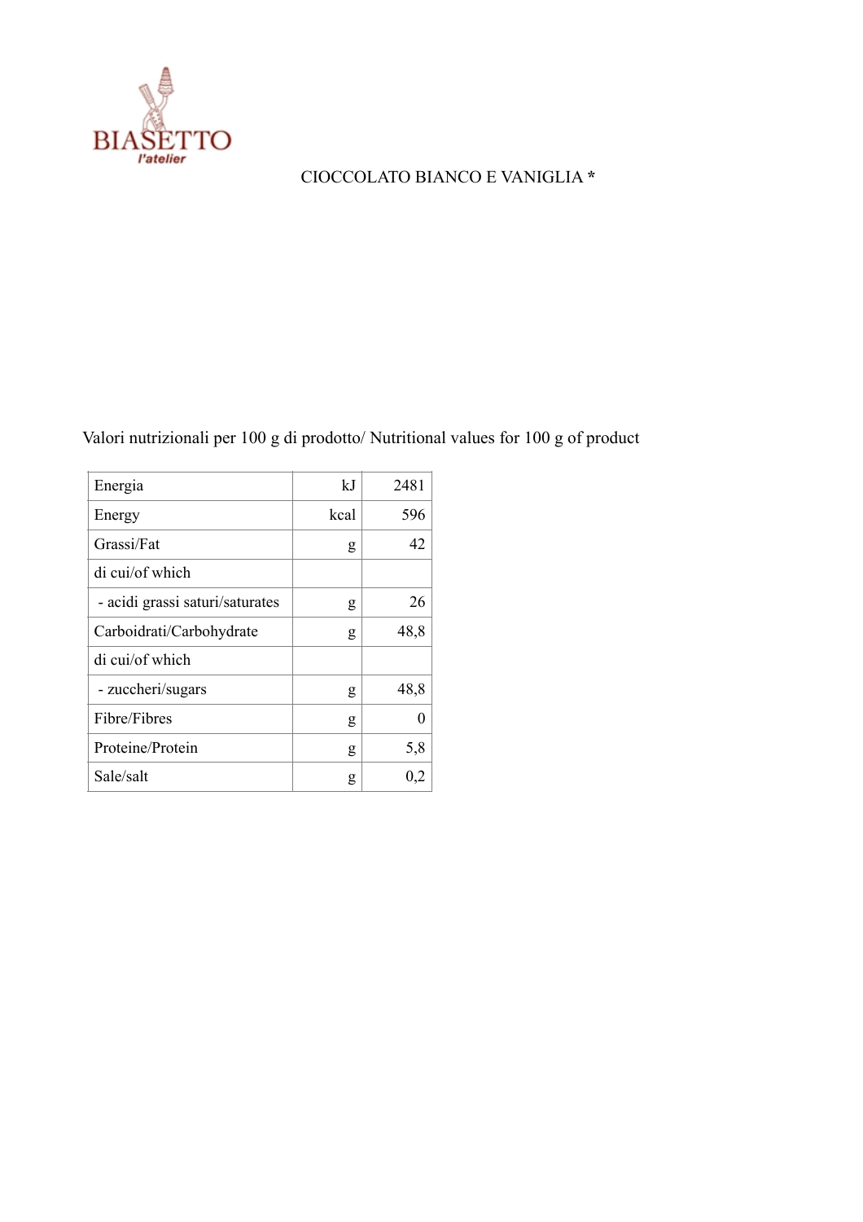BIASETTO
l'atelier

CIOCCOLATO BIANCO E VANIGLIA *

Valori nutrizionali per 100 g di prodotto/ Nutritional values for 100 g of product

| | | |
|---|---|---|
| Energia | kJ | 2481 |
| Energy | kcal | 596 |
| Grassi/Fat | g | 42 |
| di cui/of which | | |
| - acidi grassi saturi/saturates | g | 26 |
| Carboidrati/Carbohydrate | g | 48,8 |
| di cui/of which | | |
| - zuccheri/sugars | g | 48,8 |
| Fibre/Fibres | g | 0 |
| Proteine/Protein | g | 5,8 |
| Sale/salt | g | 0,2 |